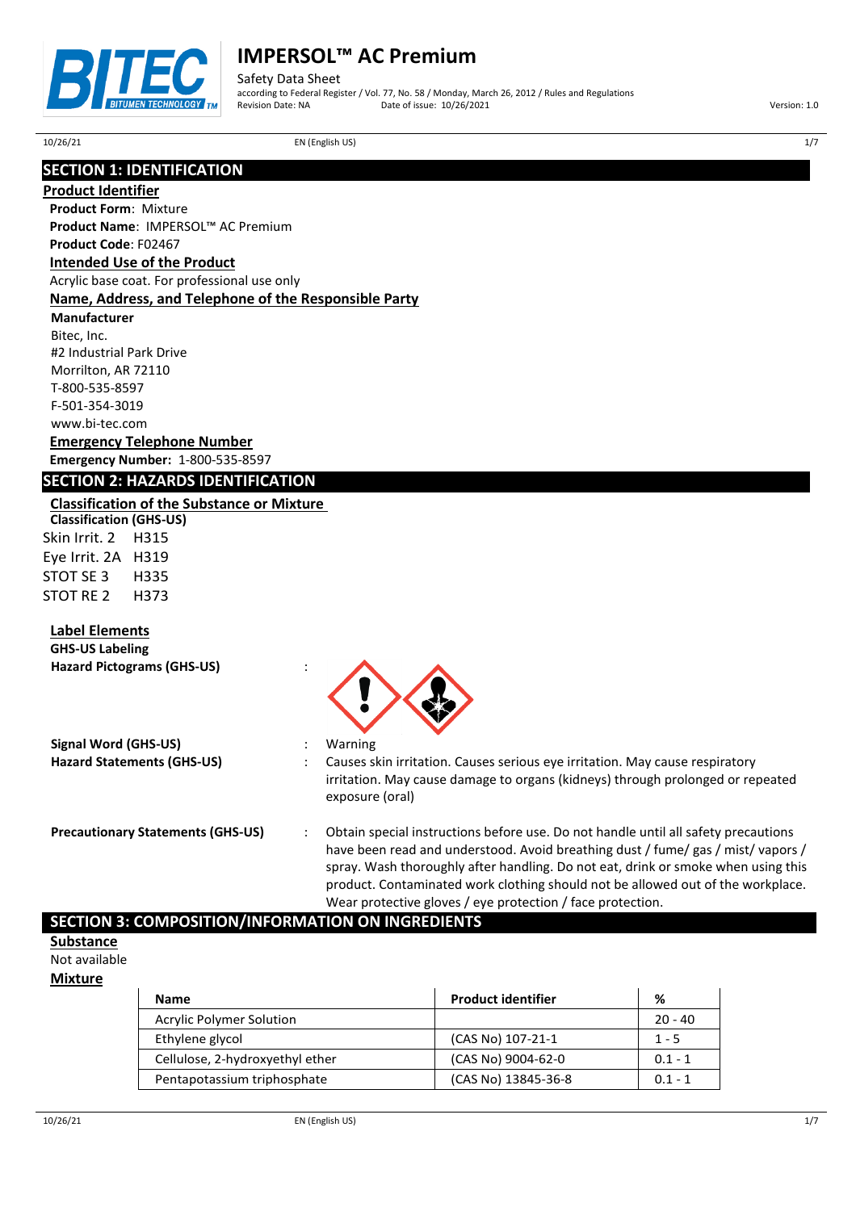# IMPERSOL™ AC Premium

Safety Data Sheet
according to Federal Register / Vol. 77, No. 58 / Monday, March 26, 2012 / Rules and Regulations
Revision Date: NA    Date of issue: 10/26/2021    Version: 1.0

## SECTION 1: IDENTIFICATION

### Product Identifier

**Product Form**: Mixture
**Product Name**: IMPERSOL™ AC Premium
**Product Code**: F02467

### Intended Use of the Product

Acrylic base coat. For professional use only

### Name, Address, and Telephone of the Responsible Party

**Manufacturer**
Bitec, Inc.
#2 Industrial Park Drive
Morrilton, AR 72110
T-800-535-8597
F-501-354-3019
www.bi-tec.com

### Emergency Telephone Number

**Emergency Number:** 1-800-535-8597

## SECTION 2: HAZARDS IDENTIFICATION

### Classification of the Substance or Mixture

**Classification (GHS-US)**

Skin Irrit. 2 H315
Eye Irrit. 2A H319
STOT SE 3 H335
STOT RE 2 H373

### Label Elements

**GHS-US Labeling**

**Hazard Pictograms (GHS-US)** :

**Signal Word (GHS-US)** : Warning

**Hazard Statements (GHS-US)** : Causes skin irritation. Causes serious eye irritation. May cause respiratory irritation. May cause damage to organs (kidneys) through prolonged or repeated exposure (oral)

**Precautionary Statements (GHS-US)** : Obtain special instructions before use. Do not handle until all safety precautions have been read and understood. Avoid breathing dust / fume/ gas / mist/ vapors / spray. Wash thoroughly after handling. Do not eat, drink or smoke when using this product. Contaminated work clothing should not be allowed out of the workplace. Wear protective gloves / eye protection / face protection.

## SECTION 3: COMPOSITION/INFORMATION ON INGREDIENTS

### Substance

Not available

### Mixture

| Name | Product identifier | % |
|---|---|---|
| Acrylic Polymer Solution | | 20 - 40 |
| Ethylene glycol | (CAS No) 107-21-1 | 1 - 5 |
| Cellulose, 2-hydroxyethyl ether | (CAS No) 9004-62-0 | 0.1 - 1 |
| Pentapotassium triphosphate | (CAS No) 13845-36-8 | 0.1 - 1 |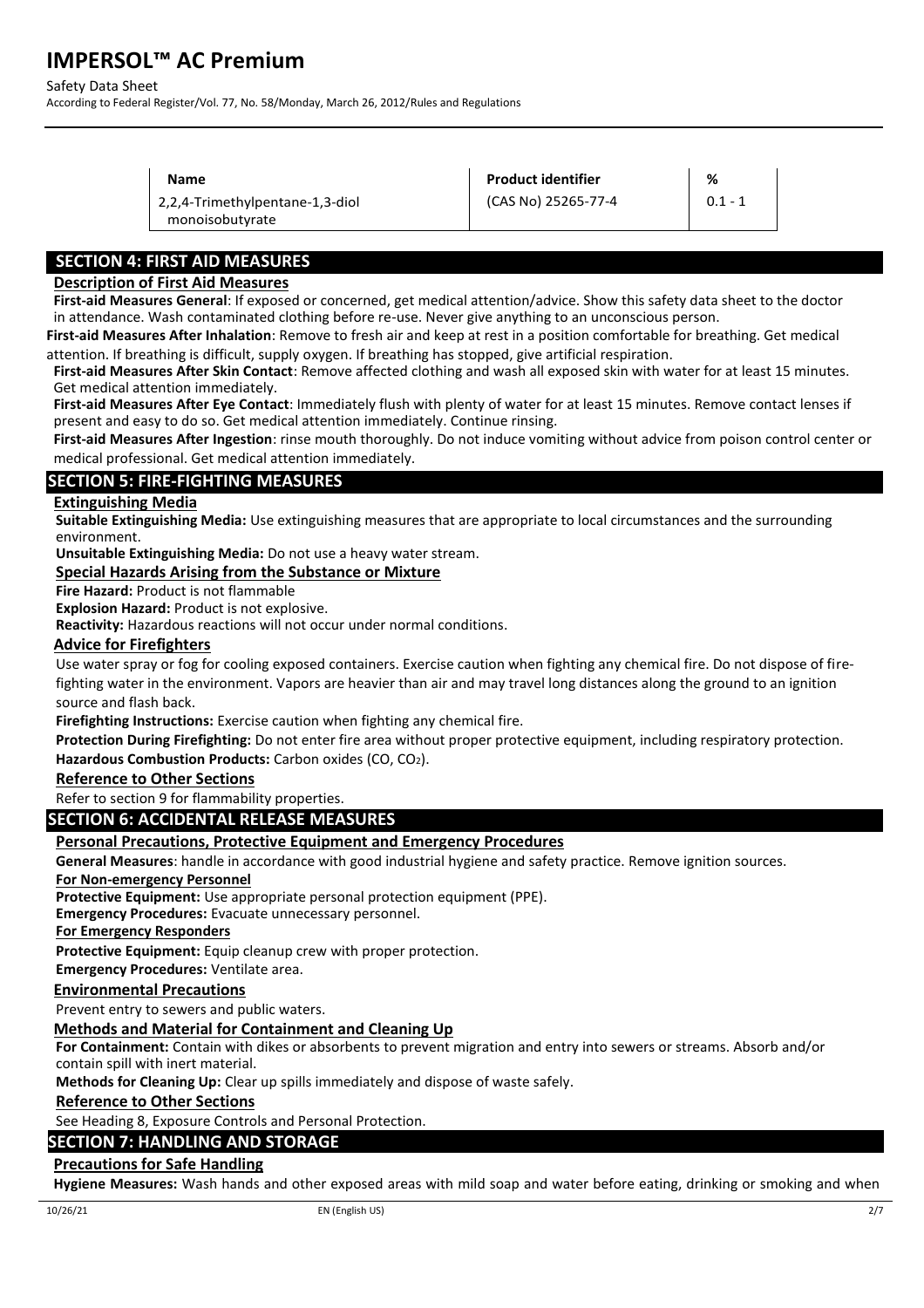| Name | Product identifier | % |
|---|---|---|
| 2,2,4-Trimethylpentane-1,3-diol monoisobutyrate | (CAS No) 25265-77-4 | 0.1 - 1 |

## SECTION 4: FIRST AID MEASURES

### Description of First Aid Measures

**First-aid Measures General**: If exposed or concerned, get medical attention/advice. Show this safety data sheet to the doctor in attendance. Wash contaminated clothing before re-use. Never give anything to an unconscious person.

**First-aid Measures After Inhalation**: Remove to fresh air and keep at rest in a position comfortable for breathing. Get medical attention. If breathing is difficult, supply oxygen. If breathing has stopped, give artificial respiration.

**First-aid Measures After Skin Contact**: Remove affected clothing and wash all exposed skin with water for at least 15 minutes. Get medical attention immediately.

**First-aid Measures After Eye Contact**: Immediately flush with plenty of water for at least 15 minutes. Remove contact lenses if present and easy to do so. Get medical attention immediately. Continue rinsing.

**First-aid Measures After Ingestion**: rinse mouth thoroughly. Do not induce vomiting without advice from poison control center or medical professional. Get medical attention immediately.

## SECTION 5: FIRE-FIGHTING MEASURES

### Extinguishing Media

**Suitable Extinguishing Media:** Use extinguishing measures that are appropriate to local circumstances and the surrounding environment.

**Unsuitable Extinguishing Media:** Do not use a heavy water stream.

### Special Hazards Arising from the Substance or Mixture

**Fire Hazard:** Product is not flammable

**Explosion Hazard:** Product is not explosive.

**Reactivity:** Hazardous reactions will not occur under normal conditions.

### Advice for Firefighters

Use water spray or fog for cooling exposed containers. Exercise caution when fighting any chemical fire. Do not dispose of fire-fighting water in the environment. Vapors are heavier than air and may travel long distances along the ground to an ignition source and flash back.

**Firefighting Instructions:** Exercise caution when fighting any chemical fire.

**Protection During Firefighting:** Do not enter fire area without proper protective equipment, including respiratory protection.

**Hazardous Combustion Products:** Carbon oxides ($CO$, $CO_2$).

### Reference to Other Sections

Refer to section 9 for flammability properties.

## SECTION 6: ACCIDENTAL RELEASE MEASURES

### Personal Precautions, Protective Equipment and Emergency Procedures

**General Measures**: handle in accordance with good industrial hygiene and safety practice. Remove ignition sources.

#### For Non-emergency Personnel

**Protective Equipment:** Use appropriate personal protection equipment (PPE).

**Emergency Procedures:** Evacuate unnecessary personnel.

#### For Emergency Responders

**Protective Equipment:** Equip cleanup crew with proper protection.

**Emergency Procedures:** Ventilate area.

### Environmental Precautions

Prevent entry to sewers and public waters.

### Methods and Material for Containment and Cleaning Up

**For Containment:** Contain with dikes or absorbents to prevent migration and entry into sewers or streams. Absorb and/or contain spill with inert material.

**Methods for Cleaning Up:** Clear up spills immediately and dispose of waste safely.

### Reference to Other Sections

See Heading 8, Exposure Controls and Personal Protection.

## SECTION 7: HANDLING AND STORAGE

### Precautions for Safe Handling

**Hygiene Measures:** Wash hands and other exposed areas with mild soap and water before eating, drinking or smoking and when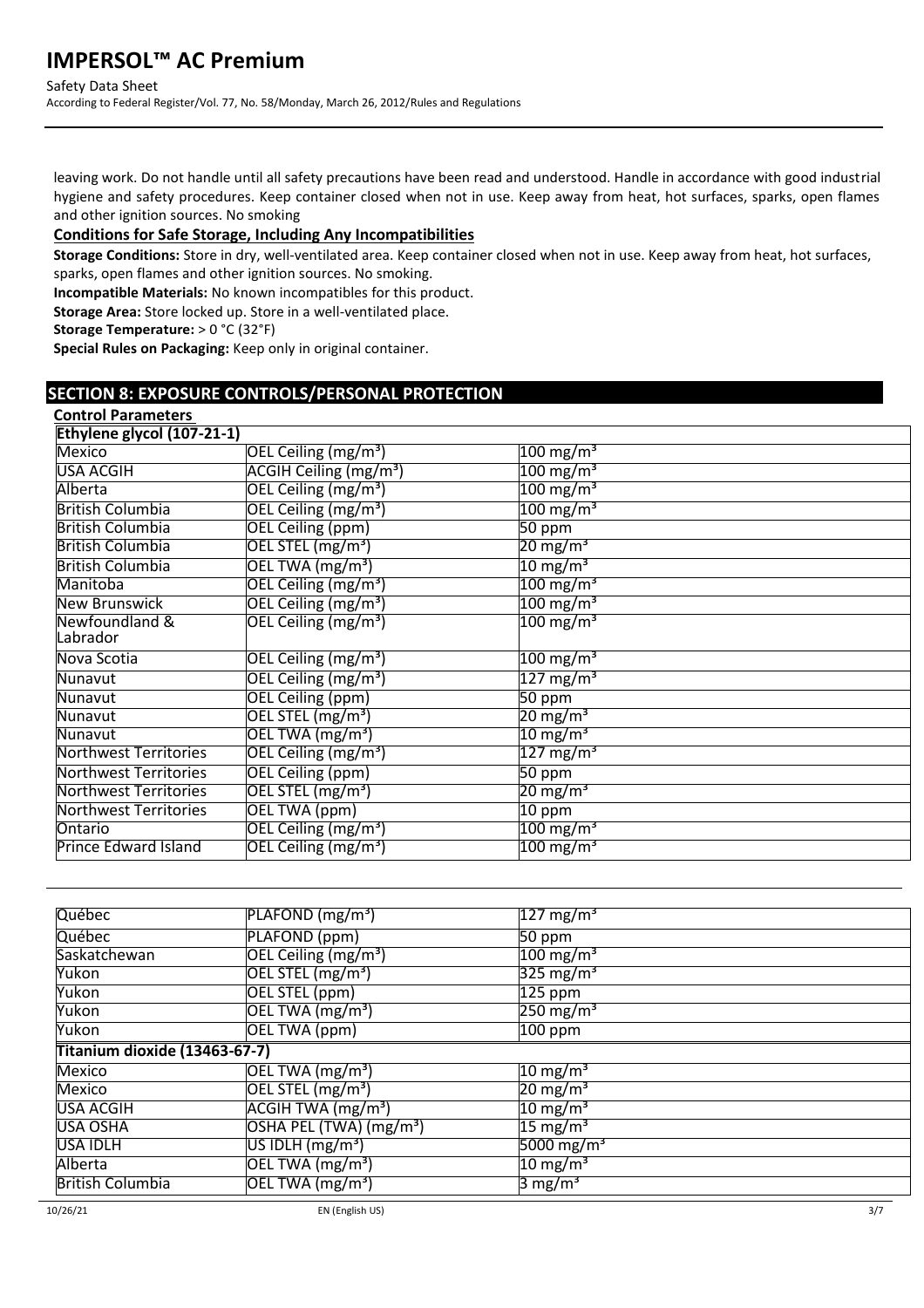leaving work. Do not handle until all safety precautions have been read and understood. Handle in accordance with good industrial hygiene and safety procedures. Keep container closed when not in use. Keep away from heat, hot surfaces, sparks, open flames and other ignition sources. No smoking

**Conditions for Safe Storage, Including Any Incompatibilities**

**Storage Conditions:** Store in dry, well-ventilated area. Keep container closed when not in use. Keep away from heat, hot surfaces, sparks, open flames and other ignition sources. No smoking.

**Incompatible Materials:** No known incompatibles for this product.

**Storage Area:** Store locked up. Store in a well-ventilated place.

**Storage Temperature:** > 0 °C (32°F)

**Special Rules on Packaging:** Keep only in original container.

## SECTION 8: EXPOSURE CONTROLS/PERSONAL PROTECTION

**Control Parameters**

| **Ethylene glycol (107-21-1)** | | |
|---|---|---|
| Mexico | OEL Ceiling (mg/m³) | 100 mg/m³ |
| USA ACGIH | ACGIH Ceiling (mg/m³) | 100 mg/m³ |
| Alberta | OEL Ceiling (mg/m³) | 100 mg/m³ |
| British Columbia | OEL Ceiling (mg/m³) | 100 mg/m³ |
| British Columbia | OEL Ceiling (ppm) | 50 ppm |
| British Columbia | OEL STEL (mg/m³) | 20 mg/m³ |
| British Columbia | OEL TWA (mg/m³) | 10 mg/m³ |
| Manitoba | OEL Ceiling (mg/m³) | 100 mg/m³ |
| New Brunswick | OEL Ceiling (mg/m³) | 100 mg/m³ |
| Newfoundland & Labrador | OEL Ceiling (mg/m³) | 100 mg/m³ |
| Nova Scotia | OEL Ceiling (mg/m³) | 100 mg/m³ |
| Nunavut | OEL Ceiling (mg/m³) | 127 mg/m³ |
| Nunavut | OEL Ceiling (ppm) | 50 ppm |
| Nunavut | OEL STEL (mg/m³) | 20 mg/m³ |
| Nunavut | OEL TWA (mg/m³) | 10 mg/m³ |
| Northwest Territories | OEL Ceiling (mg/m³) | 127 mg/m³ |
| Northwest Territories | OEL Ceiling (ppm) | 50 ppm |
| Northwest Territories | OEL STEL (mg/m³) | 20 mg/m³ |
| Northwest Territories | OEL TWA (ppm) | 10 ppm |
| Ontario | OEL Ceiling (mg/m³) | 100 mg/m³ |
| Prince Edward Island | OEL Ceiling (mg/m³) | 100 mg/m³ |
| Québec | PLAFOND (mg/m³) | 127 mg/m³ |
| Québec | PLAFOND (ppm) | 50 ppm |
| Saskatchewan | OEL Ceiling (mg/m³) | 100 mg/m³ |
| Yukon | OEL STEL (mg/m³) | 325 mg/m³ |
| Yukon | OEL STEL (ppm) | 125 ppm |
| Yukon | OEL TWA (mg/m³) | 250 mg/m³ |
| Yukon | OEL TWA (ppm) | 100 ppm |
| **Titanium dioxide (13463-67-7)** | | |
| Mexico | OEL TWA (mg/m³) | 10 mg/m³ |
| Mexico | OEL STEL (mg/m³) | 20 mg/m³ |
| USA ACGIH | ACGIH TWA (mg/m³) | 10 mg/m³ |
| USA OSHA | OSHA PEL (TWA) (mg/m³) | 15 mg/m³ |
| USA IDLH | US IDLH (mg/m³) | 5000 mg/m³ |
| Alberta | OEL TWA (mg/m³) | 10 mg/m³ |
| British Columbia | OEL TWA (mg/m³) | 3 mg/m³ |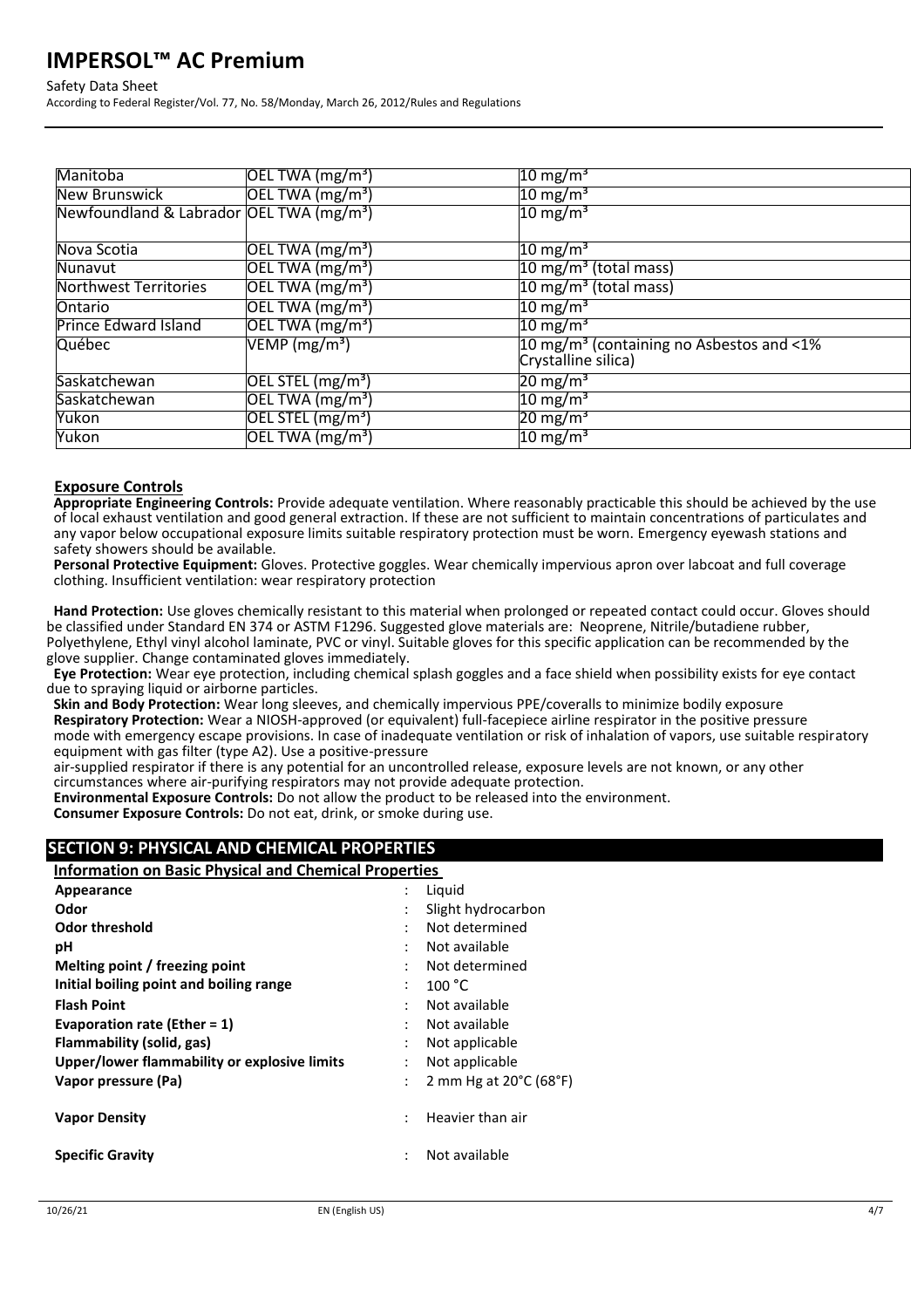| Manitoba | OEL TWA (mg/m³) | 10 mg/m³ |
|---|---|---|
| New Brunswick | OEL TWA (mg/m³) | 10 mg/m³ |
| Newfoundland & Labrador | OEL TWA (mg/m³) | 10 mg/m³ |
| Nova Scotia | OEL TWA (mg/m³) | 10 mg/m³ |
| Nunavut | OEL TWA (mg/m³) | 10 mg/m³ (total mass) |
| Northwest Territories | OEL TWA (mg/m³) | 10 mg/m³ (total mass) |
| Ontario | OEL TWA (mg/m³) | 10 mg/m³ |
| Prince Edward Island | OEL TWA (mg/m³) | 10 mg/m³ |
| Québec | VEMP (mg/m³) | 10 mg/m³ (containing no Asbestos and <1% Crystalline silica) |
| Saskatchewan | OEL STEL (mg/m³) | 20 mg/m³ |
| Saskatchewan | OEL TWA (mg/m³) | 10 mg/m³ |
| Yukon | OEL STEL (mg/m³) | 20 mg/m³ |
| Yukon | OEL TWA (mg/m³) | 10 mg/m³ |

### Exposure Controls

**Appropriate Engineering Controls:** Provide adequate ventilation. Where reasonably practicable this should be achieved by the use of local exhaust ventilation and good general extraction. If these are not sufficient to maintain concentrations of particulates and any vapor below occupational exposure limits suitable respiratory protection must be worn. Emergency eyewash stations and safety showers should be available.

**Personal Protective Equipment:** Gloves. Protective goggles. Wear chemically impervious apron over labcoat and full coverage clothing. Insufficient ventilation: wear respiratory protection

**Hand Protection:** Use gloves chemically resistant to this material when prolonged or repeated contact could occur. Gloves should be classified under Standard EN 374 or ASTM F1296. Suggested glove materials are: Neoprene, Nitrile/butadiene rubber, Polyethylene, Ethyl vinyl alcohol laminate, PVC or vinyl. Suitable gloves for this specific application can be recommended by the glove supplier. Change contaminated gloves immediately.

**Eye Protection:** Wear eye protection, including chemical splash goggles and a face shield when possibility exists for eye contact due to spraying liquid or airborne particles.

**Skin and Body Protection:** Wear long sleeves, and chemically impervious PPE/coveralls to minimize bodily exposure

**Respiratory Protection:** Wear a NIOSH-approved (or equivalent) full-facepiece airline respirator in the positive pressure mode with emergency escape provisions. In case of inadequate ventilation or risk of inhalation of vapors, use suitable respiratory equipment with gas filter (type A2). Use a positive-pressure air-supplied respirator if there is any potential for an uncontrolled release, exposure levels are not known, or any other circumstances where air-purifying respirators may not provide adequate protection.

**Environmental Exposure Controls:** Do not allow the product to be released into the environment.

**Consumer Exposure Controls:** Do not eat, drink, or smoke during use.

## SECTION 9: PHYSICAL AND CHEMICAL PROPERTIES

### Information on Basic Physical and Chemical Properties

| Property | Value |
|---|---|
| **Appearance** | Liquid |
| **Odor** | Slight hydrocarbon |
| **Odor threshold** | Not determined |
| **pH** | Not available |
| **Melting point / freezing point** | Not determined |
| **Initial boiling point and boiling range** | 100 °C |
| **Flash Point** | Not available |
| **Evaporation rate (Ether = 1)** | Not available |
| **Flammability (solid, gas)** | Not applicable |
| **Upper/lower flammability or explosive limits** | Not applicable |
| **Vapor pressure (Pa)** | 2 mm Hg at 20°C (68°F) |
| **Vapor Density** | Heavier than air |
| **Specific Gravity** | Not available |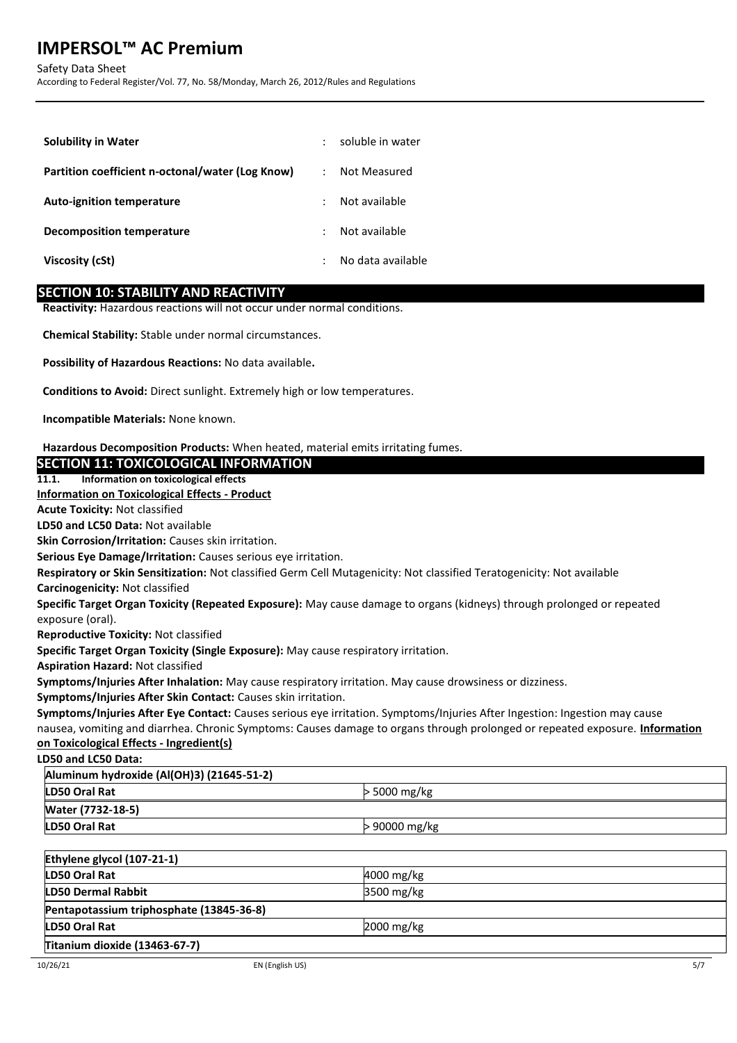| | | |
|---|---|---|
| **Solubility in Water** | : | soluble in water |
| **Partition coefficient n-octonal/water (Log Know)** | : | Not Measured |
| **Auto-ignition temperature** | : | Not available |
| **Decomposition temperature** | : | Not available |
| **Viscosity (cSt)** | : | No data available |

## SECTION 10: STABILITY AND REACTIVITY

**Reactivity:** Hazardous reactions will not occur under normal conditions.

**Chemical Stability:** Stable under normal circumstances.

**Possibility of Hazardous Reactions:** No data available**.**

**Conditions to Avoid:** Direct sunlight. Extremely high or low temperatures.

**Incompatible Materials:** None known.

**Hazardous Decomposition Products:** When heated, material emits irritating fumes.

## SECTION 11: TOXICOLOGICAL INFORMATION

### 11.1. Information on toxicological effects

**Information on Toxicological Effects - Product**

**Acute Toxicity:** Not classified

**LD50 and LC50 Data:** Not available

**Skin Corrosion/Irritation:** Causes skin irritation.

**Serious Eye Damage/Irritation:** Causes serious eye irritation.

**Respiratory or Skin Sensitization:** Not classified Germ Cell Mutagenicity: Not classified Teratogenicity: Not available

**Carcinogenicity:** Not classified

**Specific Target Organ Toxicity (Repeated Exposure):** May cause damage to organs (kidneys) through prolonged or repeated exposure (oral).

**Reproductive Toxicity:** Not classified

**Specific Target Organ Toxicity (Single Exposure):** May cause respiratory irritation.

**Aspiration Hazard:** Not classified

**Symptoms/Injuries After Inhalation:** May cause respiratory irritation. May cause drowsiness or dizziness.

**Symptoms/Injuries After Skin Contact:** Causes skin irritation.

**Symptoms/Injuries After Eye Contact:** Causes serious eye irritation. Symptoms/Injuries After Ingestion: Ingestion may cause nausea, vomiting and diarrhea. Chronic Symptoms: Causes damage to organs through prolonged or repeated exposure. **Information on Toxicological Effects - Ingredient(s)**

**LD50 and LC50 Data:**

| **Aluminum hydroxide (Al(OH)3) (21645-51-2)** | |
|---|---|
| **LD50 Oral Rat** | > 5000 mg/kg |
| **Water (7732-18-5)** | |
| **LD50 Oral Rat** | > 90000 mg/kg |

| **Ethylene glycol (107-21-1)** | |
|---|---|
| **LD50 Oral Rat** | 4000 mg/kg |
| **LD50 Dermal Rabbit** | 3500 mg/kg |
| **Pentapotassium triphosphate (13845-36-8)** | |
| **LD50 Oral Rat** | 2000 mg/kg |
| **Titanium dioxide (13463-67-7)** | |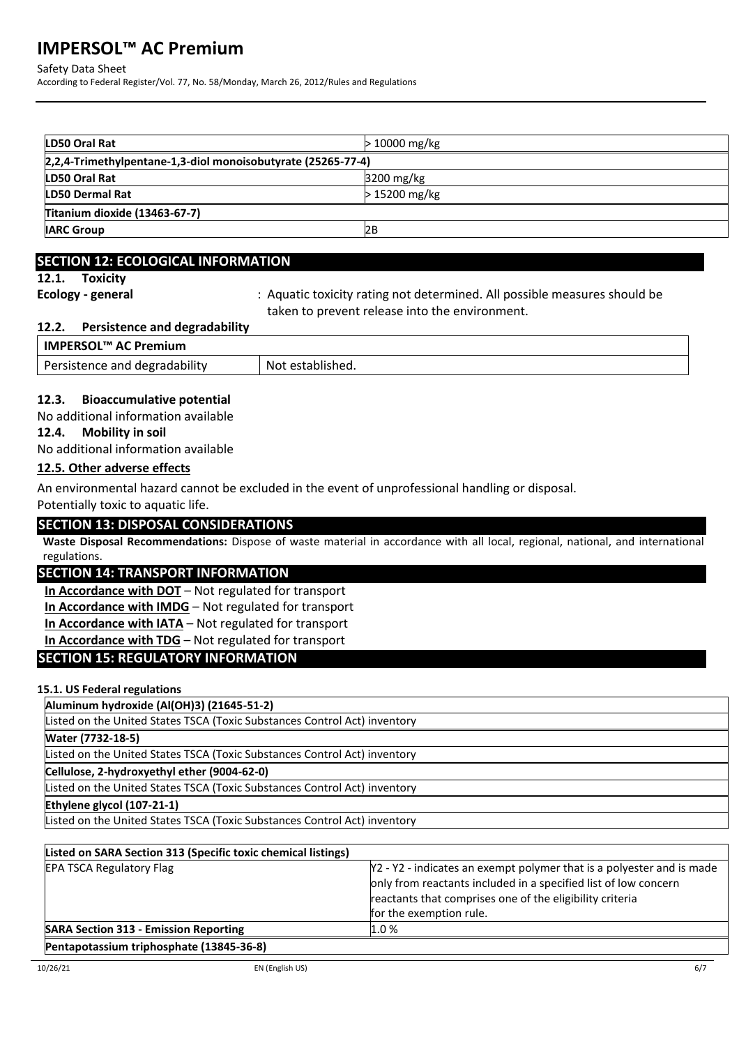| LD50 Oral Rat | > 10000 mg/kg |
|---|---|
| **2,2,4-Trimethylpentane-1,3-diol monoisobutyrate (25265-77-4)** | |
| **LD50 Oral Rat** | 3200 mg/kg |
| **LD50 Dermal Rat** | > 15200 mg/kg |
| **Titanium dioxide (13463-67-7)** | |
| **IARC Group** | 2B |

## SECTION 12: ECOLOGICAL INFORMATION

### 12.1. Toxicity

**Ecology - general** : Aquatic toxicity rating not determined. All possible measures should be taken to prevent release into the environment.

### 12.2. Persistence and degradability

| IMPERSOL™ AC Premium | |
|---|---|
| Persistence and degradability | Not established. |

### 12.3. Bioaccumulative potential

No additional information available

### 12.4. Mobility in soil

No additional information available

### 12.5. Other adverse effects

An environmental hazard cannot be excluded in the event of unprofessional handling or disposal.

Potentially toxic to aquatic life.

## SECTION 13: DISPOSAL CONSIDERATIONS

**Waste Disposal Recommendations:** Dispose of waste material in accordance with all local, regional, national, and international regulations.

## SECTION 14: TRANSPORT INFORMATION

**In Accordance with DOT** – Not regulated for transport

**In Accordance with IMDG** – Not regulated for transport

**In Accordance with IATA** – Not regulated for transport

**In Accordance with TDG** – Not regulated for transport

## SECTION 15: REGULATORY INFORMATION

### 15.1. US Federal regulations

| Aluminum hydroxide (Al(OH)3) (21645-51-2) |
|---|
| Listed on the United States TSCA (Toxic Substances Control Act) inventory |
| **Water (7732-18-5)** |
| Listed on the United States TSCA (Toxic Substances Control Act) inventory |
| **Cellulose, 2-hydroxyethyl ether (9004-62-0)** |
| Listed on the United States TSCA (Toxic Substances Control Act) inventory |
| **Ethylene glycol (107-21-1)** |
| Listed on the United States TSCA (Toxic Substances Control Act) inventory |

| Listed on SARA Section 313 (Specific toxic chemical listings) | |
|---|---|
| EPA TSCA Regulatory Flag | Y2 - Y2 - indicates an exempt polymer that is a polyester and is made only from reactants included in a specified list of low concern reactants that comprises one of the eligibility criteria for the exemption rule. |
| **SARA Section 313 - Emission Reporting** | 1.0 % |
| **Pentapotassium triphosphate (13845-36-8)** | |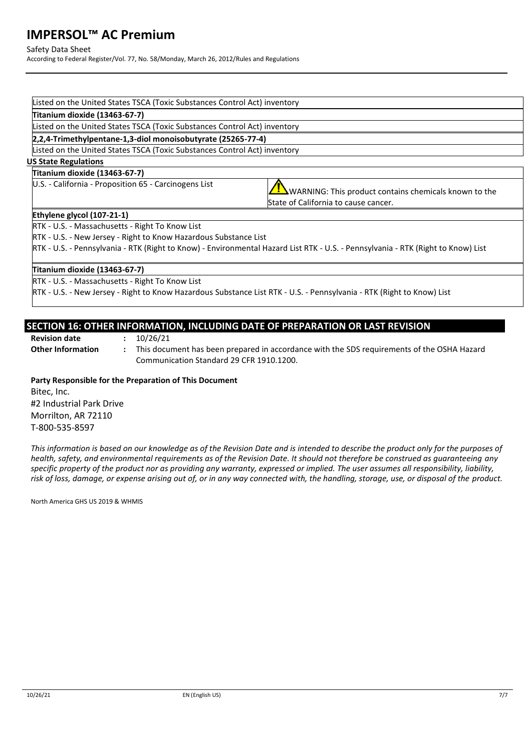Listed on the United States TSCA (Toxic Substances Control Act) inventory

**Titanium dioxide (13463-67-7)**

Listed on the United States TSCA (Toxic Substances Control Act) inventory

**2,2,4-Trimethylpentane-1,3-diol monoisobutyrate (25265-77-4)**

Listed on the United States TSCA (Toxic Substances Control Act) inventory

**US State Regulations**

**Titanium dioxide (13463-67-7)**

| | |
|---|---|
| U.S. - California - Proposition 65 - Carcinogens List | WARNING: This product contains chemicals known to the State of California to cause cancer. |

**Ethylene glycol (107-21-1)**

RTK - U.S. - Massachusetts - Right To Know List

RTK - U.S. - New Jersey - Right to Know Hazardous Substance List

RTK - U.S. - Pennsylvania - RTK (Right to Know) - Environmental Hazard List RTK - U.S. - Pennsylvania - RTK (Right to Know) List

**Titanium dioxide (13463-67-7)**

RTK - U.S. - Massachusetts - Right To Know List

RTK - U.S. - New Jersey - Right to Know Hazardous Substance List RTK - U.S. - Pennsylvania - RTK (Right to Know) List

## SECTION 16: OTHER INFORMATION, INCLUDING DATE OF PREPARATION OR LAST REVISION

**Revision date** : 10/26/21

**Other Information** : This document has been prepared in accordance with the SDS requirements of the OSHA Hazard Communication Standard 29 CFR 1910.1200.

**Party Responsible for the Preparation of This Document**

Bitec, Inc.
#2 Industrial Park Drive
Morrilton, AR 72110
T-800-535-8597

*This information is based on our knowledge as of the Revision Date and is intended to describe the product only for the purposes of health, safety, and environmental requirements as of the Revision Date. It should not therefore be construed as guaranteeing any specific property of the product nor as providing any warranty, expressed or implied. The user assumes all responsibility, liability, risk of loss, damage, or expense arising out of, or in any way connected with, the handling, storage, use, or disposal of the product.*

North America GHS US 2019 & WHMIS